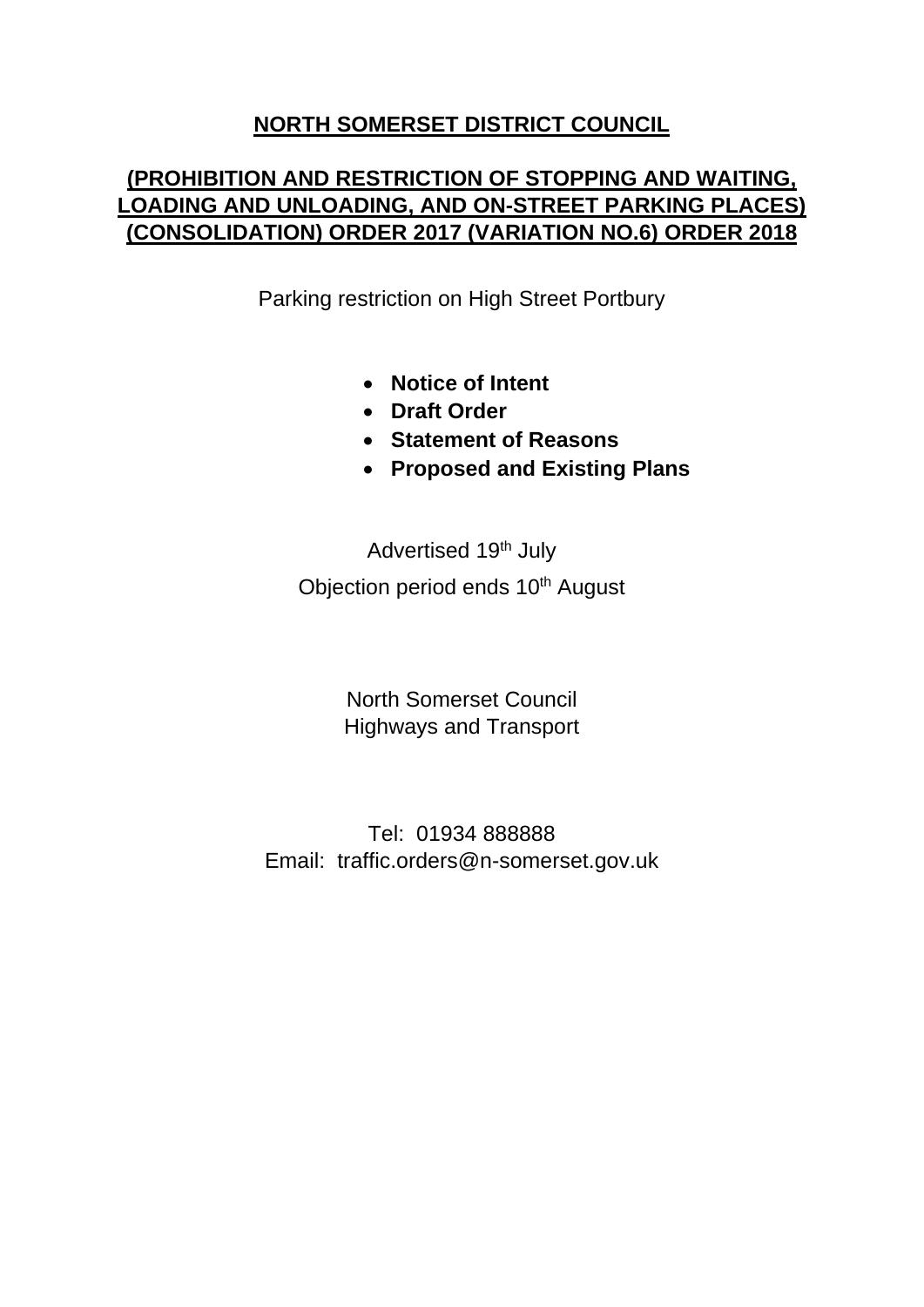# NORTH SOMERSET DISTRICT COUNCIL

## (PROHIBITION AND RESTRICTION OF STOPPING AND WAITING, LOADING AND UNLOADING, AND ON-STREET PARKING PLACES) (CONSOLIDATION) ORDER 2017 (VARIATION NO.6) ORDER 2018

Parking restriction on High Street Portbury

- **Notice of Intent**
- **Draft Order**
- **Statement of Reasons**
- **Proposed and Existing Plans**

Advertised 19th July

Objection period ends 10th August

North Somerset Council
Highways and Transport

Tel: 01934 888888
Email: traffic.orders@n-somerset.gov.uk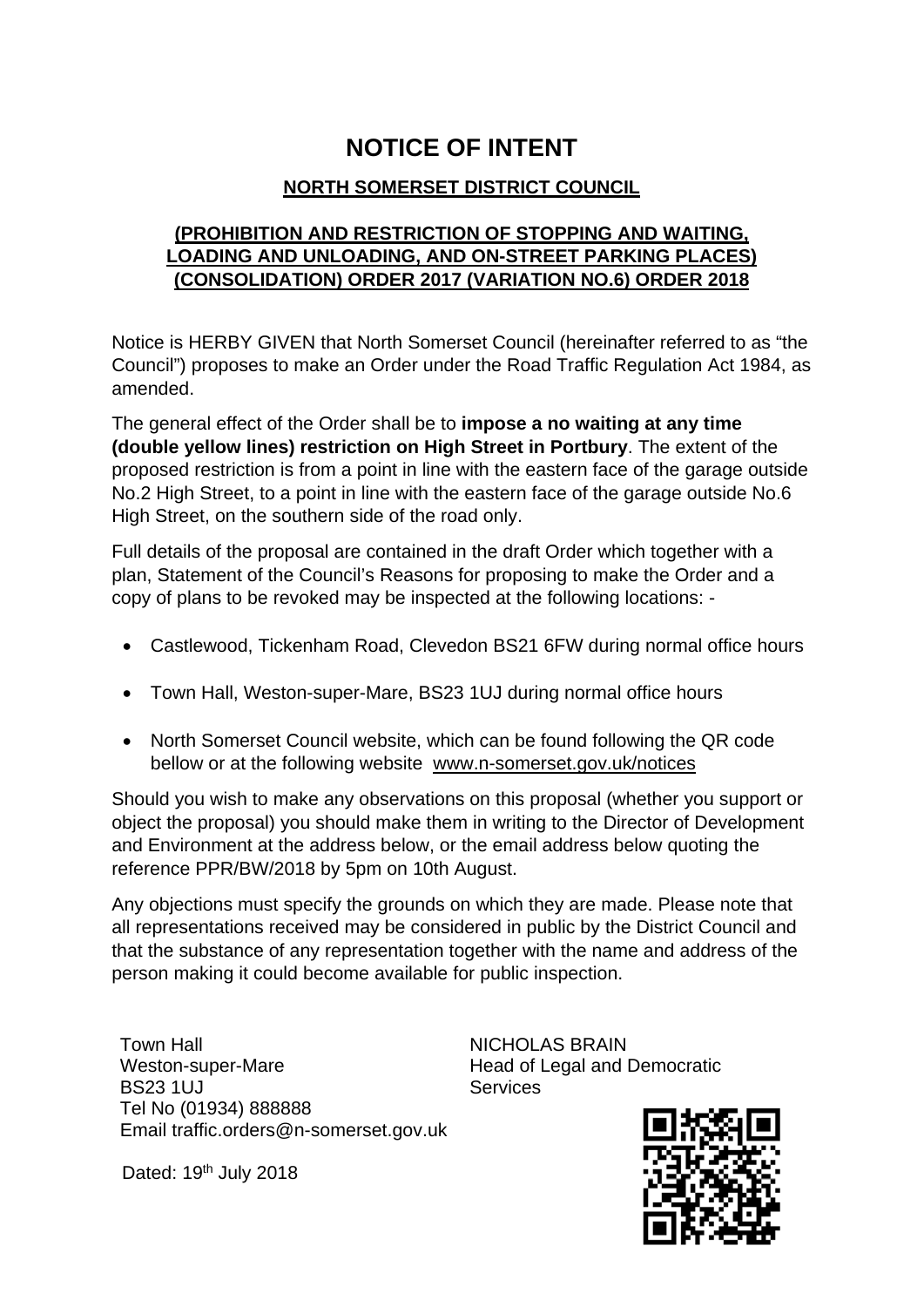# NOTICE OF INTENT

## NORTH SOMERSET DISTRICT COUNCIL

### (PROHIBITION AND RESTRICTION OF STOPPING AND WAITING, LOADING AND UNLOADING, AND ON-STREET PARKING PLACES) (CONSOLIDATION) ORDER 2017 (VARIATION NO.6) ORDER 2018

Notice is HERBY GIVEN that North Somerset Council (hereinafter referred to as "the Council") proposes to make an Order under the Road Traffic Regulation Act 1984, as amended.

The general effect of the Order shall be to **impose a no waiting at any time (double yellow lines) restriction on High Street in Portbury**. The extent of the proposed restriction is from a point in line with the eastern face of the garage outside No.2 High Street, to a point in line with the eastern face of the garage outside No.6 High Street, on the southern side of the road only.

Full details of the proposal are contained in the draft Order which together with a plan, Statement of the Council's Reasons for proposing to make the Order and a copy of plans to be revoked may be inspected at the following locations: -

- Castlewood, Tickenham Road, Clevedon BS21 6FW during normal office hours
- Town Hall, Weston-super-Mare, BS23 1UJ during normal office hours
- North Somerset Council website, which can be found following the QR code bellow or at the following website www.n-somerset.gov.uk/notices

Should you wish to make any observations on this proposal (whether you support or object the proposal) you should make them in writing to the Director of Development and Environment at the address below, or the email address below quoting the reference PPR/BW/2018 by 5pm on 10th August.

Any objections must specify the grounds on which they are made. Please note that all representations received may be considered in public by the District Council and that the substance of any representation together with the name and address of the person making it could become available for public inspection.

Town Hall
Weston-super-Mare
BS23 1UJ
Tel No (01934) 888888
Email traffic.orders@n-somerset.gov.uk

Dated: 19th July 2018

NICHOLAS BRAIN
Head of Legal and Democratic Services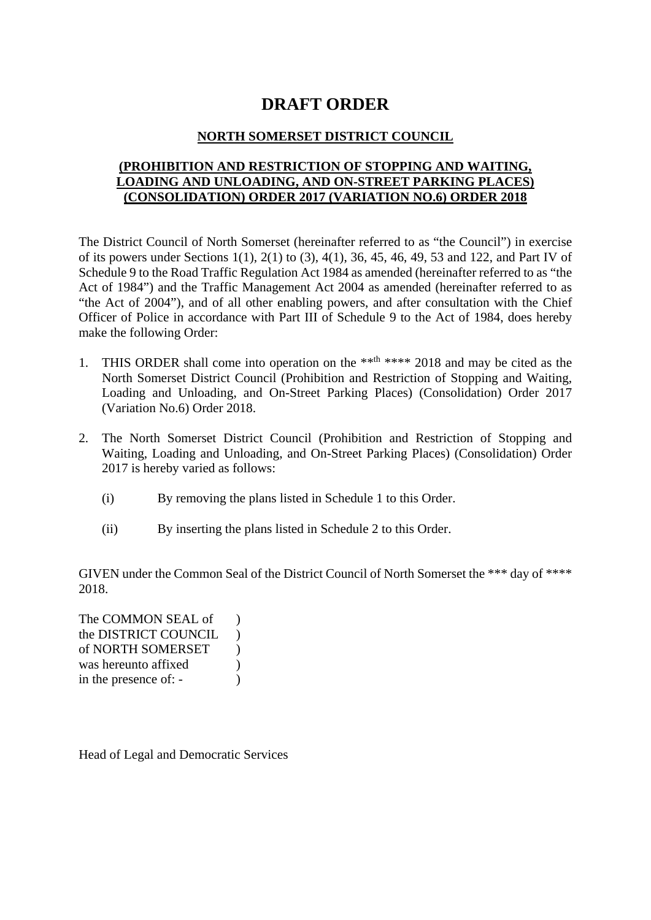# DRAFT ORDER

## NORTH SOMERSET DISTRICT COUNCIL

## (PROHIBITION AND RESTRICTION OF STOPPING AND WAITING, LOADING AND UNLOADING, AND ON-STREET PARKING PLACES) (CONSOLIDATION) ORDER 2017 (VARIATION NO.6) ORDER 2018

The District Council of North Somerset (hereinafter referred to as "the Council") in exercise of its powers under Sections 1(1), 2(1) to (3), 4(1), 36, 45, 46, 49, 53 and 122, and Part IV of Schedule 9 to the Road Traffic Regulation Act 1984 as amended (hereinafter referred to as "the Act of 1984") and the Traffic Management Act 2004 as amended (hereinafter referred to as "the Act of 2004"), and of all other enabling powers, and after consultation with the Chief Officer of Police in accordance with Part III of Schedule 9 to the Act of 1984, does hereby make the following Order:

1. THIS ORDER shall come into operation on the **th **** 2018 and may be cited as the North Somerset District Council (Prohibition and Restriction of Stopping and Waiting, Loading and Unloading, and On-Street Parking Places) (Consolidation) Order 2017 (Variation No.6) Order 2018.

2. The North Somerset District Council (Prohibition and Restriction of Stopping and Waiting, Loading and Unloading, and On-Street Parking Places) (Consolidation) Order 2017 is hereby varied as follows:

   (i) By removing the plans listed in Schedule 1 to this Order.

   (ii) By inserting the plans listed in Schedule 2 to this Order.

GIVEN under the Common Seal of the District Council of North Somerset the *** day of **** 2018.

The COMMON SEAL of )
the DISTRICT COUNCIL )
of NORTH SOMERSET )
was hereunto affixed )
in the presence of: - )

Head of Legal and Democratic Services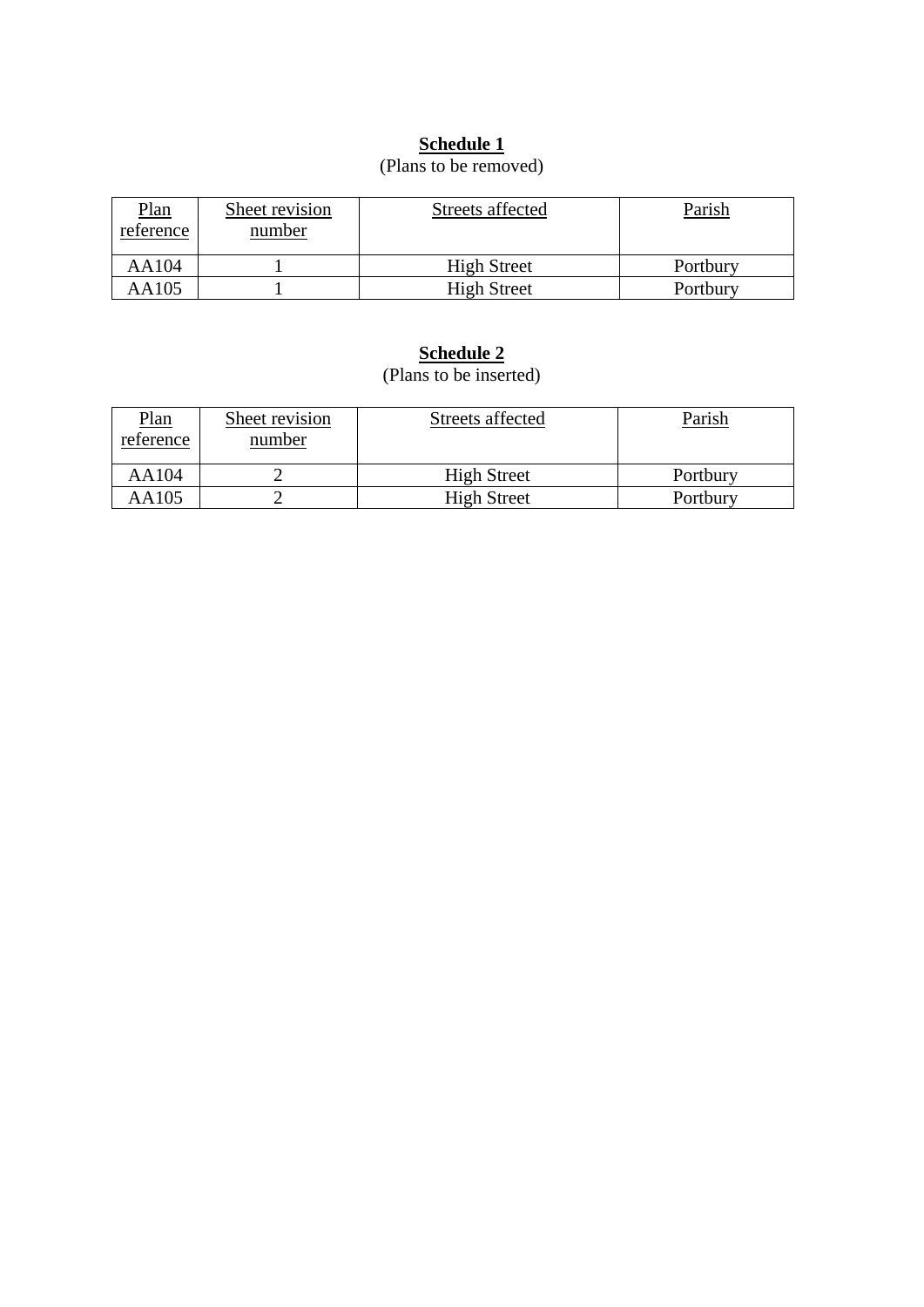**<u>Schedule 1</u>**

(Plans to be removed)

| Plan reference | Sheet revision number | Streets affected | Parish |
| --- | --- | --- | --- |
| AA104 | 1 | High Street | Portbury |
| AA105 | 1 | High Street | Portbury |

**<u>Schedule 2</u>**

(Plans to be inserted)

| Plan reference | Sheet revision number | Streets affected | Parish |
| --- | --- | --- | --- |
| AA104 | 2 | High Street | Portbury |
| AA105 | 2 | High Street | Portbury |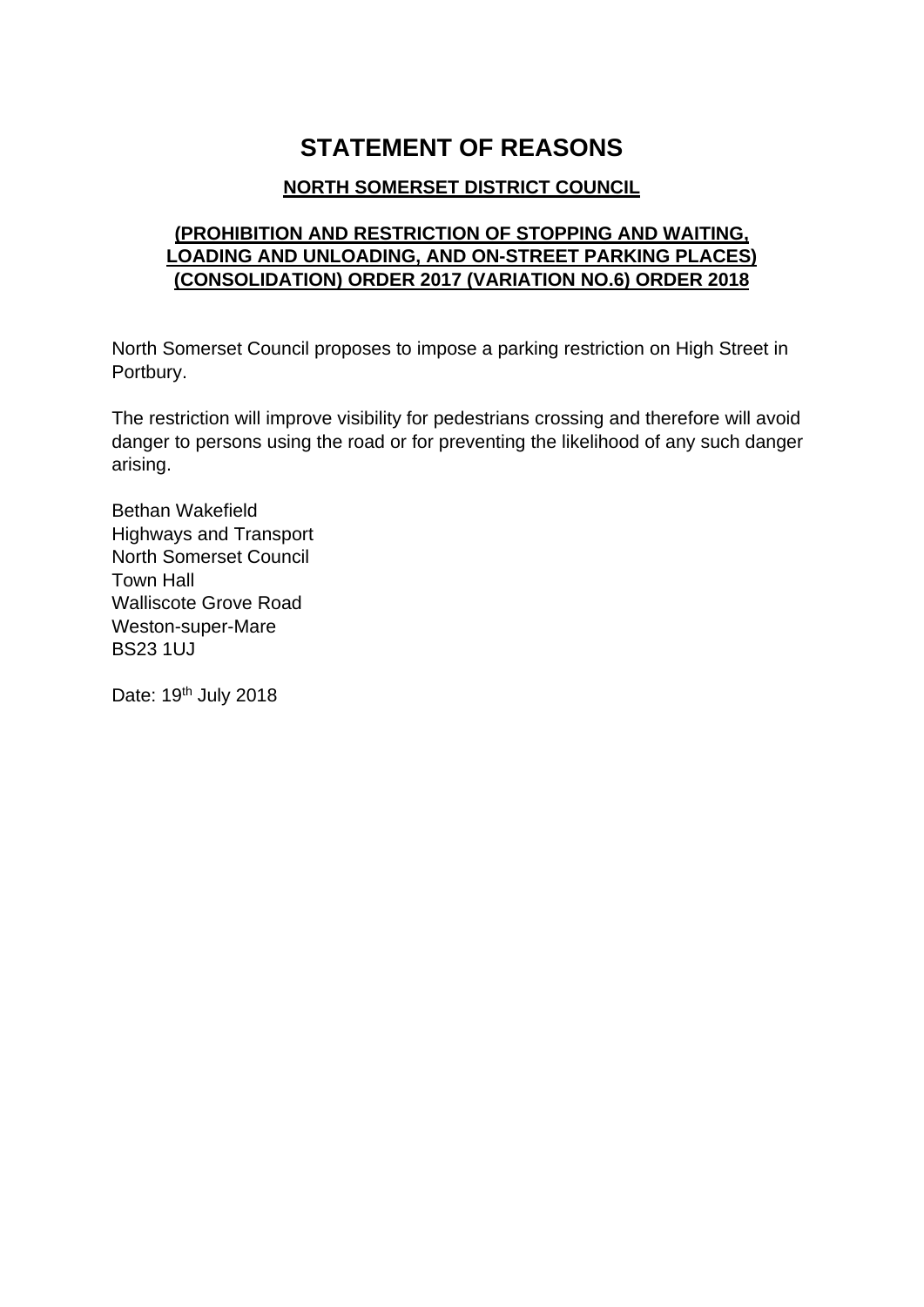# STATEMENT OF REASONS

**NORTH SOMERSET DISTRICT COUNCIL**

**(PROHIBITION AND RESTRICTION OF STOPPING AND WAITING, LOADING AND UNLOADING, AND ON-STREET PARKING PLACES) (CONSOLIDATION) ORDER 2017 (VARIATION NO.6) ORDER 2018**

North Somerset Council proposes to impose a parking restriction on High Street in Portbury.

The restriction will improve visibility for pedestrians crossing and therefore will avoid danger to persons using the road or for preventing the likelihood of any such danger arising.

Bethan Wakefield
Highways and Transport
North Somerset Council
Town Hall
Walliscote Grove Road
Weston-super-Mare
BS23 1UJ

Date: 19th July 2018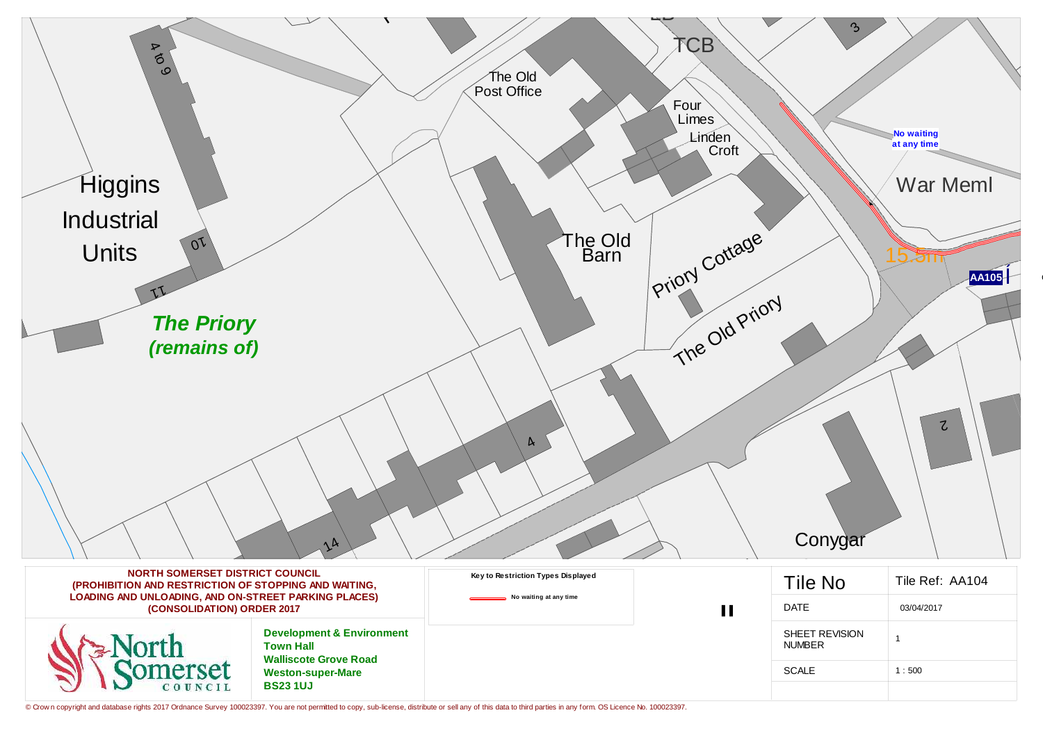Higgins Industrial Units

4 to 9

10

11

*The Priory (remains of)*

The Old Post Office

TCB

Four Limes

Linden Croft

The Old Barn

Priory Cottage

The Old Priory

No waiting at any time

War Meml

15.5m

AA105

3

2

4

14

Conygar

**NORTH SOMERSET DISTRICT COUNCIL**
**(PROHIBITION AND RESTRICTION OF STOPPING AND WAITING, LOADING AND UNLOADING, AND ON-STREET PARKING PLACES) (CONSOLIDATION) ORDER 2017**

North Somerset COUNCIL

**Development & Environment**
**Town Hall**
**Walliscote Grove Road**
**Weston-super-Mare**
**BS23 1UJ**

**Key to Restriction Types Displayed**

No waiting at any time

| Tile No | Tile Ref: AA104 |
|---|---|
| DATE | 03/04/2017 |
| SHEET REVISION NUMBER | 1 |
| SCALE | 1 : 500 |

© Crown copyright and database rights 2017 Ordnance Survey 100023397. You are not permitted to copy, sub-license, distribute or sell any of this data to third parties in any form. OS Licence No. 100023397.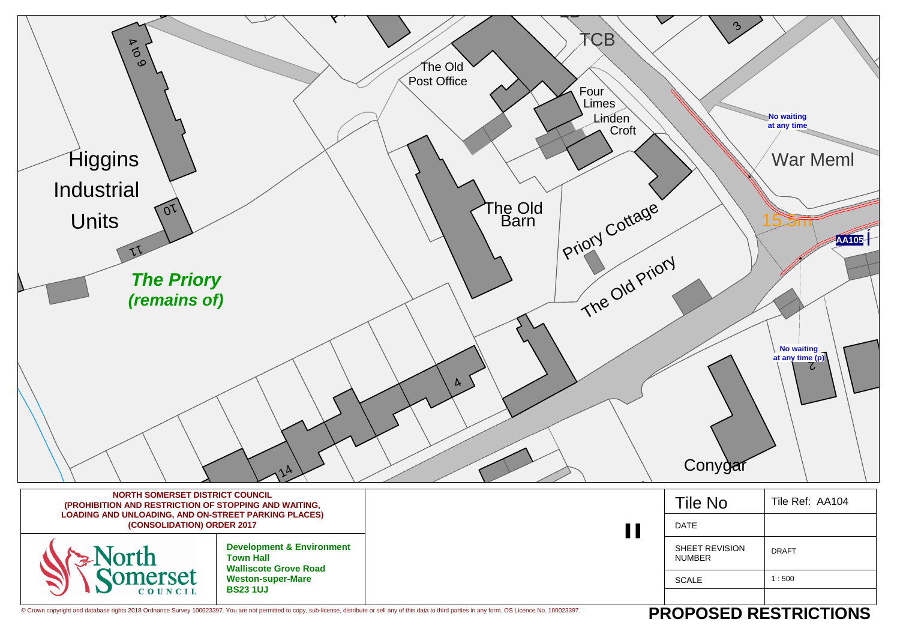Higgins Industrial Units

4 to 9

10

11

*The Priory (remains of)*

The Old Post Office

TCB

Four Limes

Linden Croft

The Old Barn

Priory Cottage

The Old Priory

4

14

3

2

Conygar

War Meml

No waiting at any time

No waiting at any time (p)

15.5m

AA105

**NORTH SOMERSET DISTRICT COUNCIL (PROHIBITION AND RESTRICTION OF STOPPING AND WAITING, LOADING AND UNLOADING, AND ON-STREET PARKING PLACES) (CONSOLIDATION) ORDER 2017**

North Somerset Council

**Development & Environment**
**Town Hall**
**Walliscote Grove Road**
**Weston-super-Mare**
**BS23 1UJ**

| Tile No | Tile Ref: AA104 |
| --- | --- |
| DATE | |
| SHEET REVISION NUMBER | DRAFT |
| SCALE | 1 : 500 |

© Crown copyright and database rights 2018 Ordnance Survey 100023397. You are not permitted to copy, sub-license, distribute or sell any of this data to third parties in any form. OS Licence No. 100023397.

**PROPOSED RESTRICTIONS**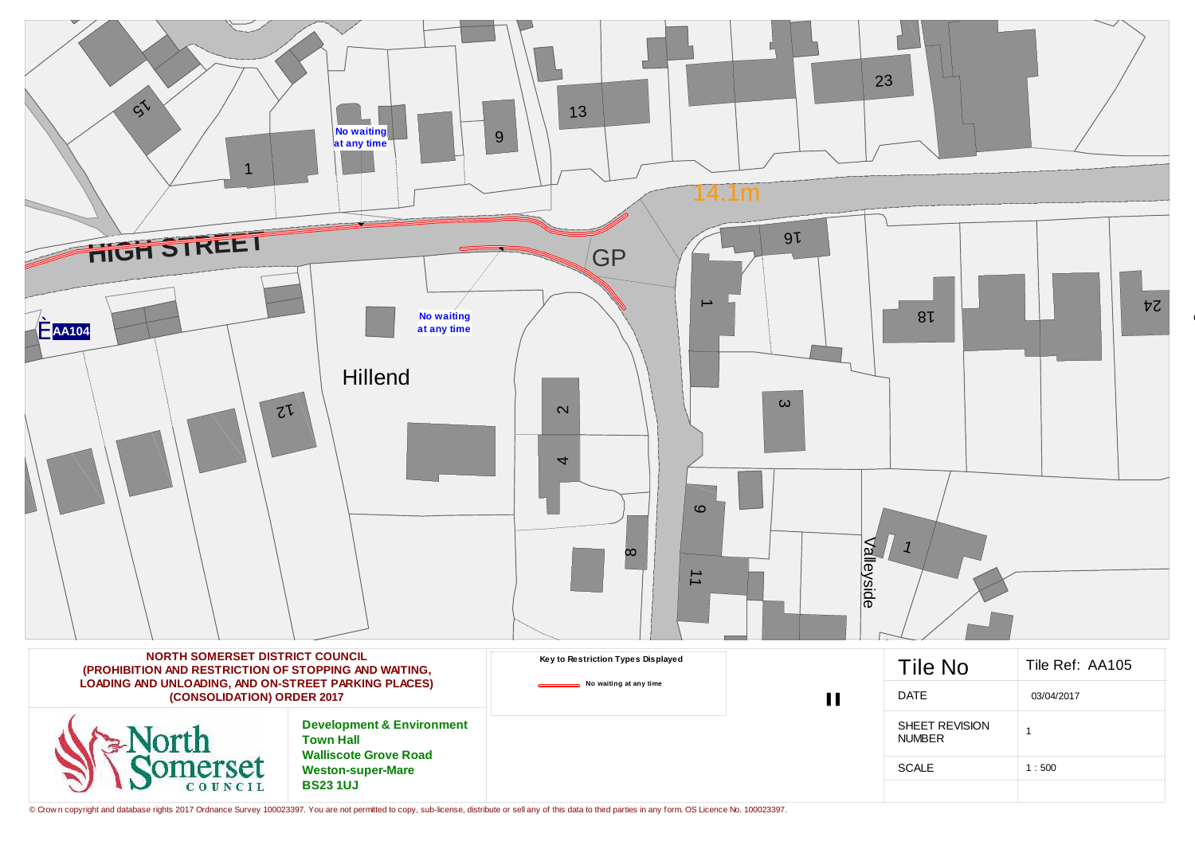No waiting at any time

No waiting at any time

HIGH STREET

Hillend

Valleyside

AA104

GP

14.1m

**NORTH SOMERSET DISTRICT COUNCIL**
**(PROHIBITION AND RESTRICTION OF STOPPING AND WAITING, LOADING AND UNLOADING, AND ON-STREET PARKING PLACES) (CONSOLIDATION) ORDER 2017**

North Somerset COUNCIL

**Development & Environment**
**Town Hall**
**Walliscote Grove Road**
**Weston-super-Mare**
**BS23 1UJ**

**Key to Restriction Types Displayed**

No waiting at any time

| Tile No | Tile Ref: AA105 |
|---|---|
| DATE | 03/04/2017 |
| SHEET REVISION NUMBER | 1 |
| SCALE | 1 : 500 |

© Crown copyright and database rights 2017 Ordnance Survey 100023397. You are not permitted to copy, sub-license, distribute or sell any of this data to third parties in any form. OS Licence No. 100023397.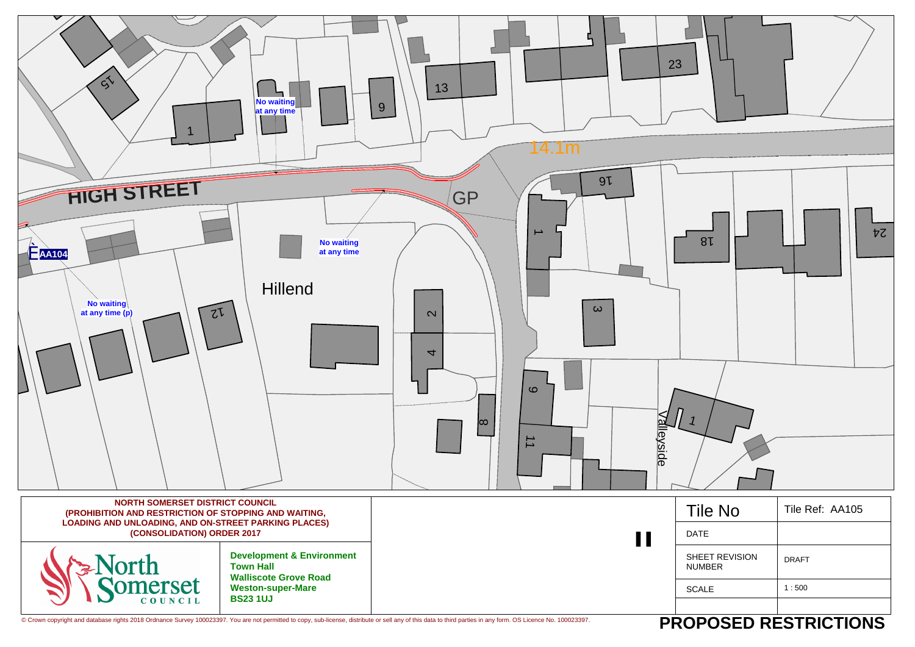HIGH STREET

No waiting at any time

No waiting at any time

No waiting at any time (p)

AA104

Hillend

GP

14.1m

Valleyside

**NORTH SOMERSET DISTRICT COUNCIL**
**(PROHIBITION AND RESTRICTION OF STOPPING AND WAITING, LOADING AND UNLOADING, AND ON-STREET PARKING PLACES) (CONSOLIDATION) ORDER 2017**

North Somerset COUNCIL

**Development & Environment**
**Town Hall**
**Walliscote Grove Road**
**Weston-super-Mare**
**BS23 1UJ**

| | |
|---|---|
| Tile No | Tile Ref: AA105 |
| DATE | |
| SHEET REVISION NUMBER | DRAFT |
| SCALE | 1 : 500 |

© Crown copyright and database rights 2018 Ordnance Survey 100023397. You are not permitted to copy, sub-license, distribute or sell any of this data to third parties in any form. OS Licence No. 100023397.

**PROPOSED RESTRICTIONS**